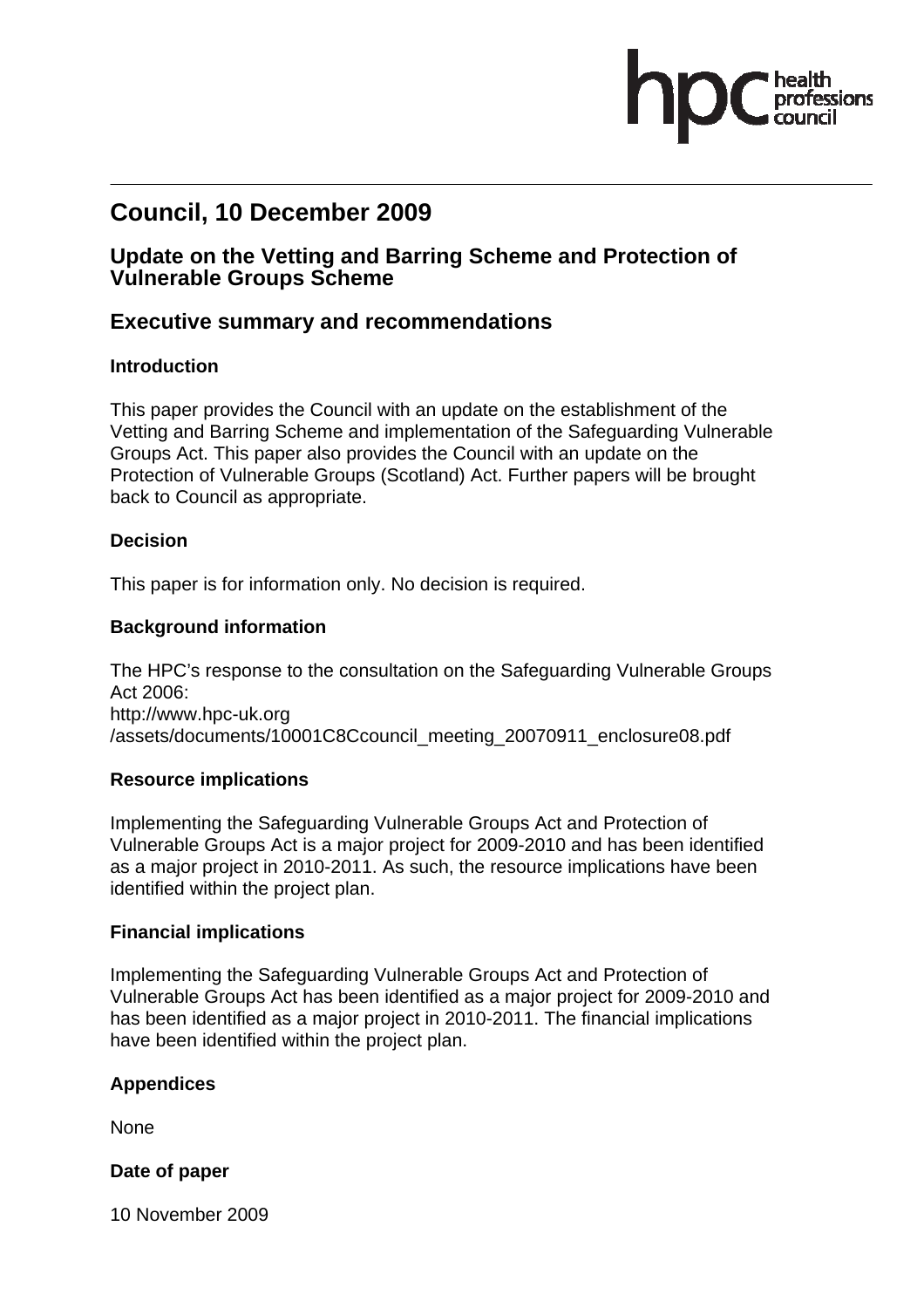# Council, 10 December 2009

## Update on the Vetting and Barring Scheme and Protection of Vulnerable Groups Scheme

## Executive summary and recommendations

### Introduction

This paper provides the Council with an update on the establishment of the Vetting and Barring Scheme and implementation of the Safeguarding Vulnerable Groups Act. This paper also provides the Council with an update on the Protection of Vulnerable Groups (Scotland) Act. Further papers will be brought back to Council as appropriate.

### Decision

This paper is for information only. No decision is required.

### Background information

The HPC's response to the consultation on the Safeguarding Vulnerable Groups Act 2006:
http://www.hpc-uk.org
/assets/documents/10001C8Ccouncil_meeting_20070911_enclosure08.pdf

### Resource implications

Implementing the Safeguarding Vulnerable Groups Act and Protection of Vulnerable Groups Act is a major project for 2009-2010 and has been identified as a major project in 2010-2011. As such, the resource implications have been identified within the project plan.

### Financial implications

Implementing the Safeguarding Vulnerable Groups Act and Protection of Vulnerable Groups Act has been identified as a major project for 2009-2010 and has been identified as a major project in 2010-2011. The financial implications have been identified within the project plan.

### Appendices

None

### Date of paper

10 November 2009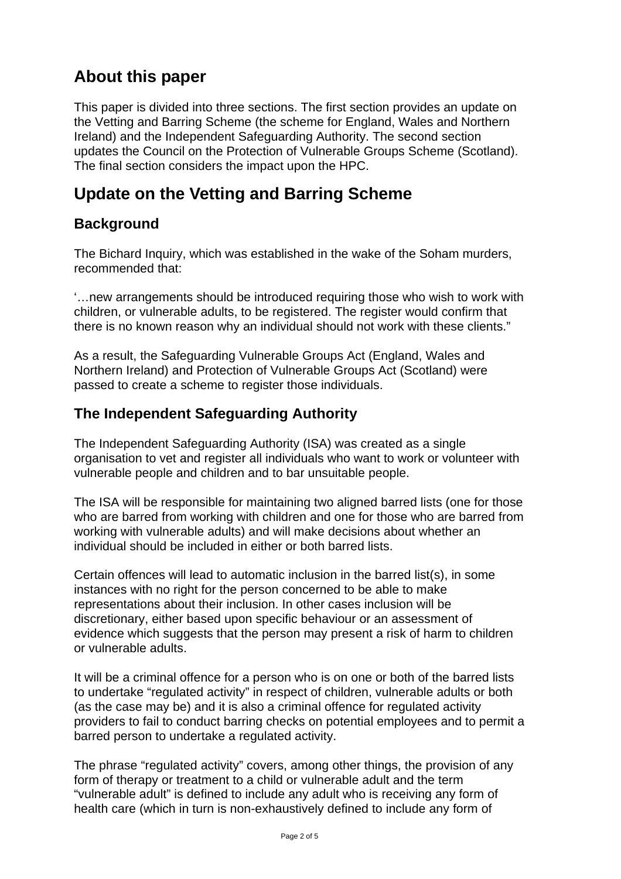## About this paper

This paper is divided into three sections. The first section provides an update on the Vetting and Barring Scheme (the scheme for England, Wales and Northern Ireland) and the Independent Safeguarding Authority. The second section updates the Council on the Protection of Vulnerable Groups Scheme (Scotland). The final section considers the impact upon the HPC.

## Update on the Vetting and Barring Scheme

### Background

The Bichard Inquiry, which was established in the wake of the Soham murders, recommended that:

'…new arrangements should be introduced requiring those who wish to work with children, or vulnerable adults, to be registered. The register would confirm that there is no known reason why an individual should not work with these clients."

As a result, the Safeguarding Vulnerable Groups Act (England, Wales and Northern Ireland) and Protection of Vulnerable Groups Act (Scotland) were passed to create a scheme to register those individuals.

### The Independent Safeguarding Authority

The Independent Safeguarding Authority (ISA) was created as a single organisation to vet and register all individuals who want to work or volunteer with vulnerable people and children and to bar unsuitable people.

The ISA will be responsible for maintaining two aligned barred lists (one for those who are barred from working with children and one for those who are barred from working with vulnerable adults) and will make decisions about whether an individual should be included in either or both barred lists.

Certain offences will lead to automatic inclusion in the barred list(s), in some instances with no right for the person concerned to be able to make representations about their inclusion. In other cases inclusion will be discretionary, either based upon specific behaviour or an assessment of evidence which suggests that the person may present a risk of harm to children or vulnerable adults.

It will be a criminal offence for a person who is on one or both of the barred lists to undertake "regulated activity" in respect of children, vulnerable adults or both (as the case may be) and it is also a criminal offence for regulated activity providers to fail to conduct barring checks on potential employees and to permit a barred person to undertake a regulated activity.

The phrase "regulated activity" covers, among other things, the provision of any form of therapy or treatment to a child or vulnerable adult and the term "vulnerable adult" is defined to include any adult who is receiving any form of health care (which in turn is non-exhaustively defined to include any form of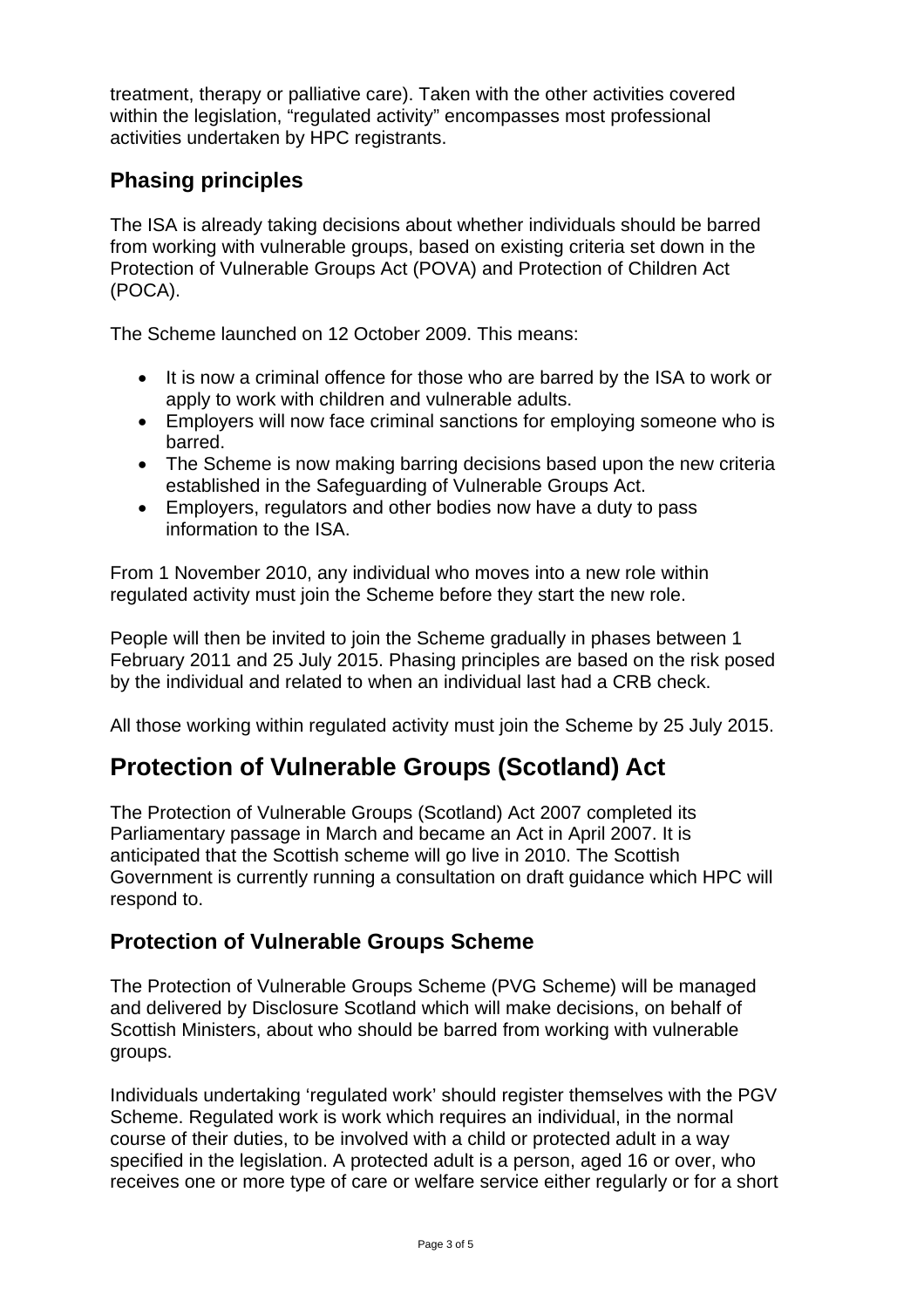treatment, therapy or palliative care). Taken with the other activities covered within the legislation, "regulated activity" encompasses most professional activities undertaken by HPC registrants.

### Phasing principles

The ISA is already taking decisions about whether individuals should be barred from working with vulnerable groups, based on existing criteria set down in the Protection of Vulnerable Groups Act (POVA) and Protection of Children Act (POCA).

The Scheme launched on 12 October 2009. This means:

- It is now a criminal offence for those who are barred by the ISA to work or apply to work with children and vulnerable adults.
- Employers will now face criminal sanctions for employing someone who is barred.
- The Scheme is now making barring decisions based upon the new criteria established in the Safeguarding of Vulnerable Groups Act.
- Employers, regulators and other bodies now have a duty to pass information to the ISA.

From 1 November 2010, any individual who moves into a new role within regulated activity must join the Scheme before they start the new role.

People will then be invited to join the Scheme gradually in phases between 1 February 2011 and 25 July 2015. Phasing principles are based on the risk posed by the individual and related to when an individual last had a CRB check.

All those working within regulated activity must join the Scheme by 25 July 2015.

## Protection of Vulnerable Groups (Scotland) Act

The Protection of Vulnerable Groups (Scotland) Act 2007 completed its Parliamentary passage in March and became an Act in April 2007. It is anticipated that the Scottish scheme will go live in 2010. The Scottish Government is currently running a consultation on draft guidance which HPC will respond to.

### Protection of Vulnerable Groups Scheme

The Protection of Vulnerable Groups Scheme (PVG Scheme) will be managed and delivered by Disclosure Scotland which will make decisions, on behalf of Scottish Ministers, about who should be barred from working with vulnerable groups.

Individuals undertaking 'regulated work' should register themselves with the PGV Scheme. Regulated work is work which requires an individual, in the normal course of their duties, to be involved with a child or protected adult in a way specified in the legislation. A protected adult is a person, aged 16 or over, who receives one or more type of care or welfare service either regularly or for a short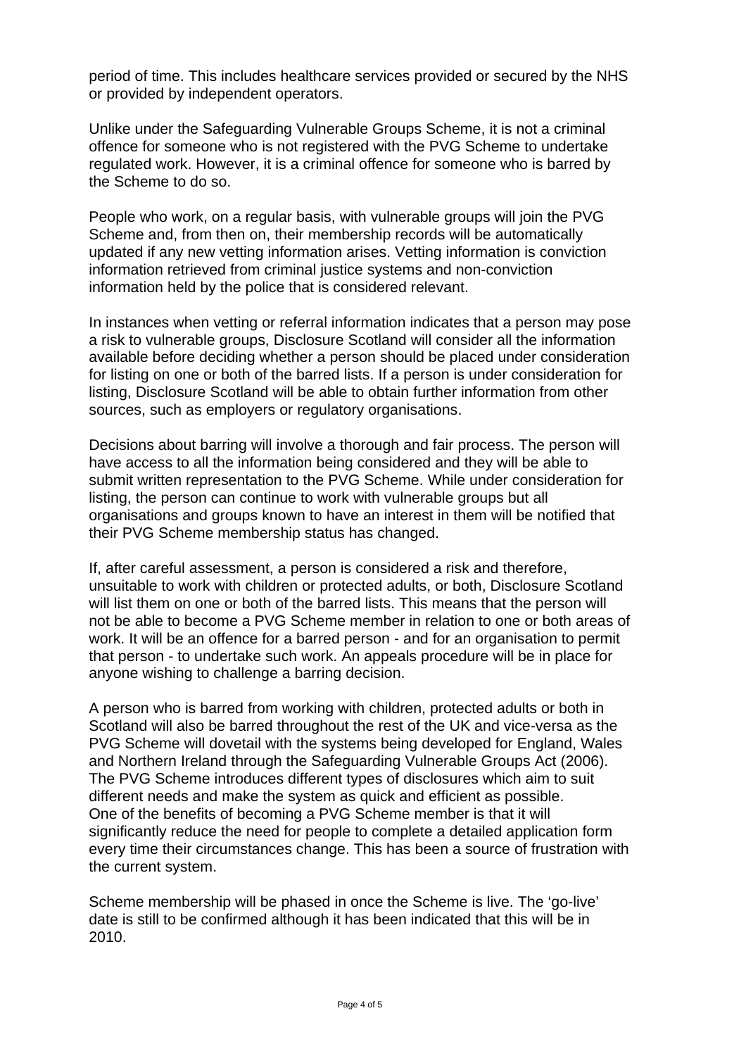period of time. This includes healthcare services provided or secured by the NHS or provided by independent operators.

Unlike under the Safeguarding Vulnerable Groups Scheme, it is not a criminal offence for someone who is not registered with the PVG Scheme to undertake regulated work. However, it is a criminal offence for someone who is barred by the Scheme to do so.

People who work, on a regular basis, with vulnerable groups will join the PVG Scheme and, from then on, their membership records will be automatically updated if any new vetting information arises. Vetting information is conviction information retrieved from criminal justice systems and non-conviction information held by the police that is considered relevant.

In instances when vetting or referral information indicates that a person may pose a risk to vulnerable groups, Disclosure Scotland will consider all the information available before deciding whether a person should be placed under consideration for listing on one or both of the barred lists. If a person is under consideration for listing, Disclosure Scotland will be able to obtain further information from other sources, such as employers or regulatory organisations.

Decisions about barring will involve a thorough and fair process. The person will have access to all the information being considered and they will be able to submit written representation to the PVG Scheme. While under consideration for listing, the person can continue to work with vulnerable groups but all organisations and groups known to have an interest in them will be notified that their PVG Scheme membership status has changed.

If, after careful assessment, a person is considered a risk and therefore, unsuitable to work with children or protected adults, or both, Disclosure Scotland will list them on one or both of the barred lists. This means that the person will not be able to become a PVG Scheme member in relation to one or both areas of work. It will be an offence for a barred person - and for an organisation to permit that person - to undertake such work. An appeals procedure will be in place for anyone wishing to challenge a barring decision.

A person who is barred from working with children, protected adults or both in Scotland will also be barred throughout the rest of the UK and vice-versa as the PVG Scheme will dovetail with the systems being developed for England, Wales and Northern Ireland through the Safeguarding Vulnerable Groups Act (2006). The PVG Scheme introduces different types of disclosures which aim to suit different needs and make the system as quick and efficient as possible. One of the benefits of becoming a PVG Scheme member is that it will significantly reduce the need for people to complete a detailed application form every time their circumstances change. This has been a source of frustration with the current system.

Scheme membership will be phased in once the Scheme is live. The 'go-live' date is still to be confirmed although it has been indicated that this will be in 2010.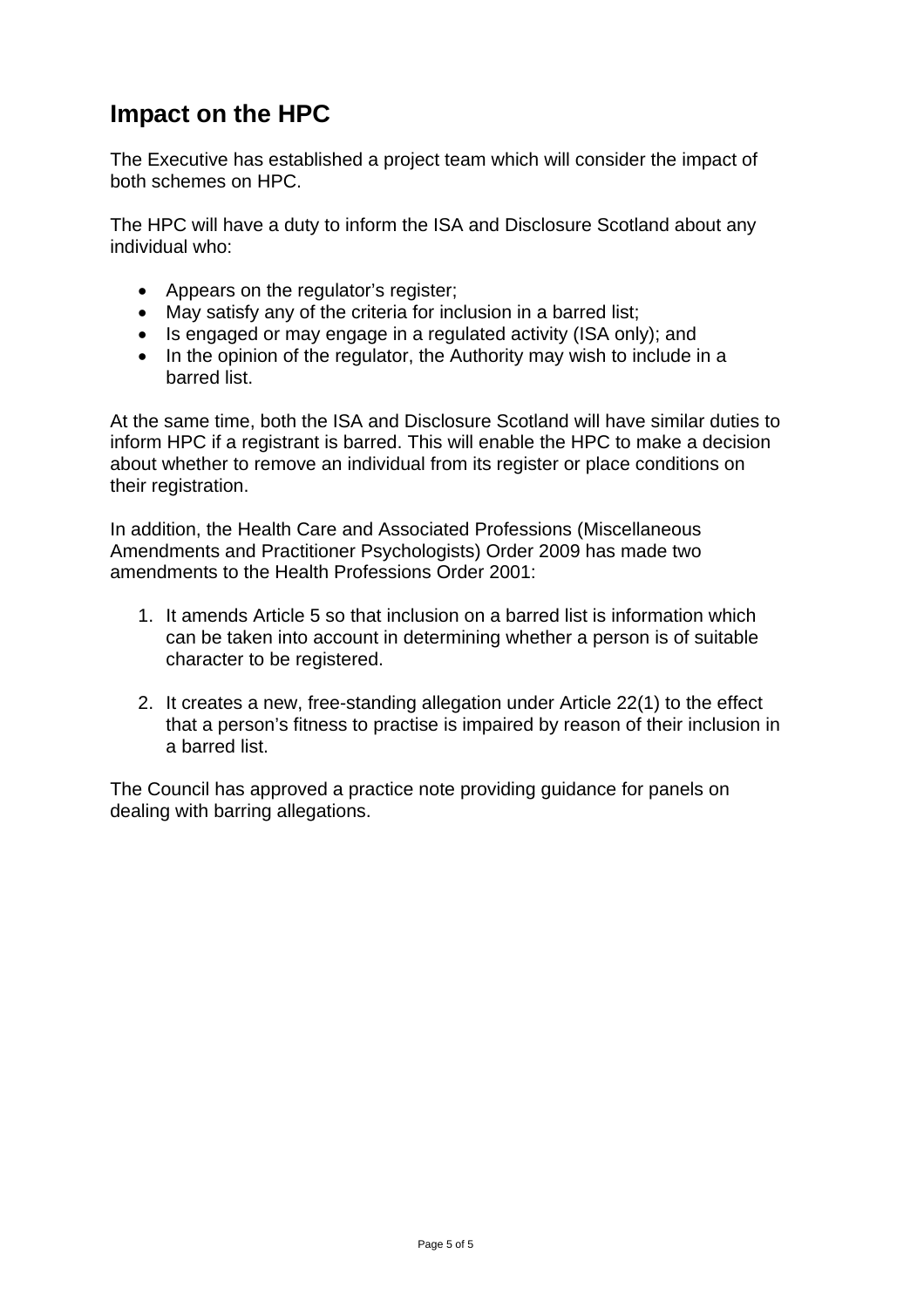## Impact on the HPC

The Executive has established a project team which will consider the impact of both schemes on HPC.

The HPC will have a duty to inform the ISA and Disclosure Scotland about any individual who:

- Appears on the regulator's register;
- May satisfy any of the criteria for inclusion in a barred list;
- Is engaged or may engage in a regulated activity (ISA only); and
- In the opinion of the regulator, the Authority may wish to include in a barred list.

At the same time, both the ISA and Disclosure Scotland will have similar duties to inform HPC if a registrant is barred. This will enable the HPC to make a decision about whether to remove an individual from its register or place conditions on their registration.

In addition, the Health Care and Associated Professions (Miscellaneous Amendments and Practitioner Psychologists) Order 2009 has made two amendments to the Health Professions Order 2001:

1. It amends Article 5 so that inclusion on a barred list is information which can be taken into account in determining whether a person is of suitable character to be registered.

2. It creates a new, free-standing allegation under Article 22(1) to the effect that a person's fitness to practise is impaired by reason of their inclusion in a barred list.

The Council has approved a practice note providing guidance for panels on dealing with barring allegations.